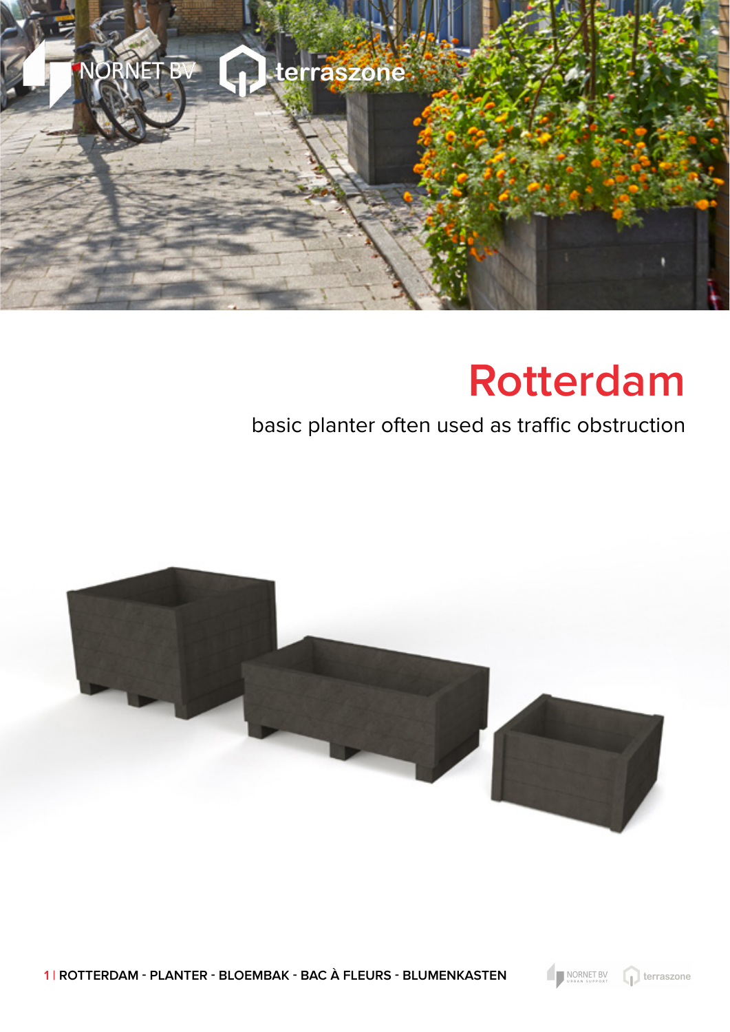# Rotterdam

basic planter often used as traffic obstruction

**ROTTERDAM - PLANTER - BLOEMBAK - BAC À FLEURS - BLUMENKASTEN**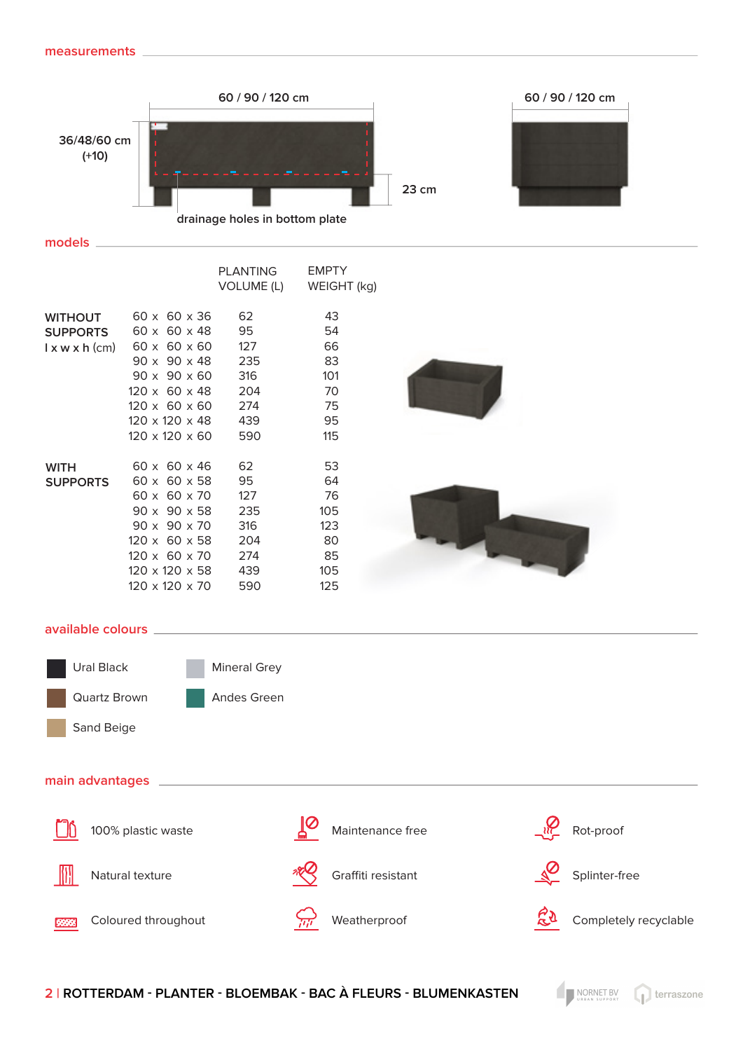## measurements

60 / 90 / 120 cm

36/48/60 cm (+10)

23 cm

drainage holes in bottom plate

60 / 90 / 120 cm

## models

| | l x w x h (cm) | PLANTING VOLUME (L) | EMPTY WEIGHT (kg) |
|---|---|---|---|
| **WITHOUT SUPPORTS** l x w x h (cm) | 60 x 60 x 36 | 62 | 43 |
| | 60 x 60 x 48 | 95 | 54 |
| | 60 x 60 x 60 | 127 | 66 |
| | 90 x 90 x 48 | 235 | 83 |
| | 90 x 90 x 60 | 316 | 101 |
| | 120 x 60 x 48 | 204 | 70 |
| | 120 x 60 x 60 | 274 | 75 |
| | 120 x 120 x 48 | 439 | 95 |
| | 120 x 120 x 60 | 590 | 115 |
| **WITH SUPPORTS** | 60 x 60 x 46 | 62 | 53 |
| | 60 x 60 x 58 | 95 | 64 |
| | 60 x 60 x 70 | 127 | 76 |
| | 90 x 90 x 58 | 235 | 105 |
| | 90 x 90 x 70 | 316 | 123 |
| | 120 x 60 x 58 | 204 | 80 |
| | 120 x 60 x 70 | 274 | 85 |
| | 120 x 120 x 58 | 439 | 105 |
| | 120 x 120 x 70 | 590 | 125 |

## available colours

- Ural Black
- Quartz Brown
- Sand Beige
- Mineral Grey
- Andes Green

## main advantages

- 100% plastic waste
- Natural texture
- Coloured throughout
- Maintenance free
- Graffiti resistant
- Weatherproof
- Rot-proof
- Splinter-free
- Completely recyclable

**ROTTERDAM - PLANTER - BLOEMBAK - BAC À FLEURS - BLUMENKASTEN**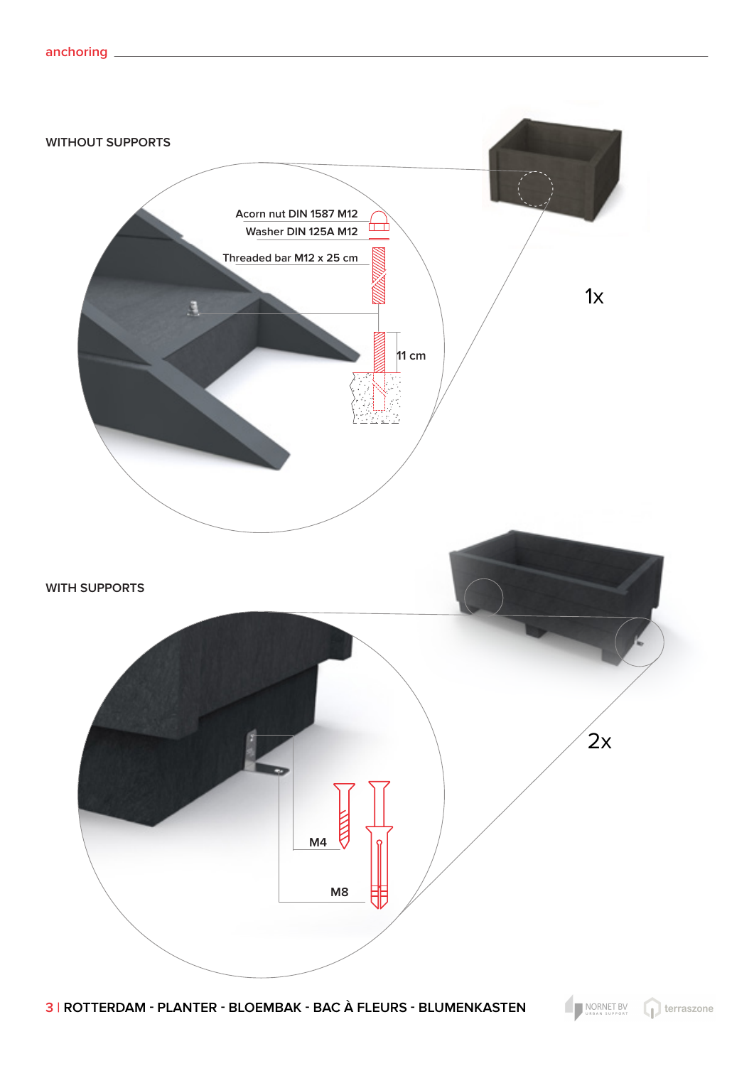## anchoring

### WITHOUT SUPPORTS

Acorn nut DIN 1587 M12

Washer DIN 125A M12

Threaded bar M12 x 25 cm

11 cm

1x

### WITH SUPPORTS

M4

M8

2x

3 | ROTTERDAM - PLANTER - BLOEMBAK - BAC À FLEURS - BLUMENKASTEN